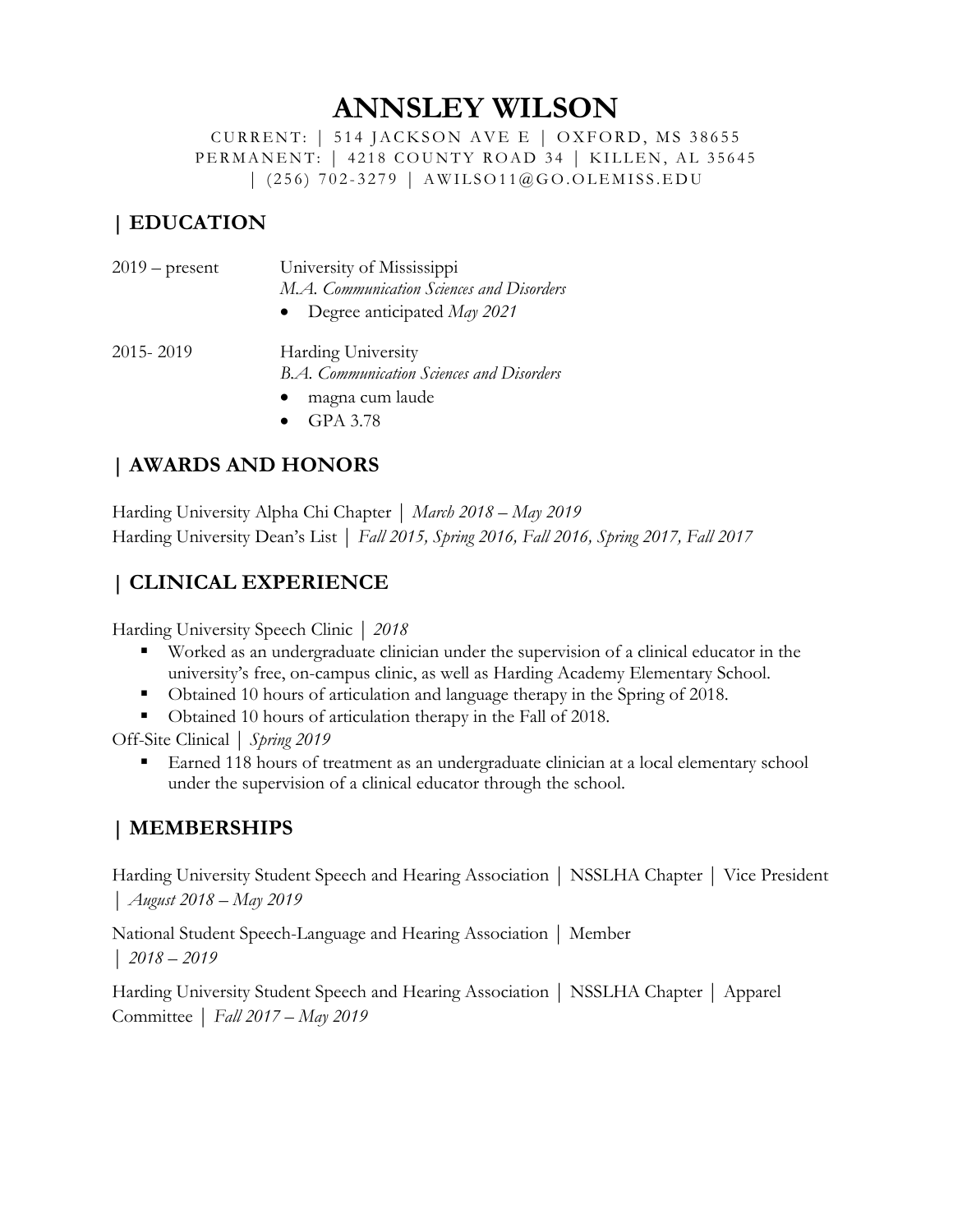# ANNSLEY WILSON

CURRENT: | 514 JACKSON AVE E | OXFORD, MS 38655
PERMANENT: | 4218 COUNTY ROAD 34 | KILLEN, AL 35645
| (256) 702-3279 | AWILSO11@GO.OLEMISS.EDU

## | EDUCATION

2019 – present — University of Mississippi
*M.A. Communication Sciences and Disorders*

- Degree anticipated *May 2021*

2015- 2019 — Harding University
*B.A. Communication Sciences and Disorders*

- magna cum laude
- GPA 3.78

## | AWARDS AND HONORS

Harding University Alpha Chi Chapter | *March 2018 – May 2019*
Harding University Dean's List | *Fall 2015, Spring 2016, Fall 2016, Spring 2017, Fall 2017*

## | CLINICAL EXPERIENCE

Harding University Speech Clinic | *2018*

- Worked as an undergraduate clinician under the supervision of a clinical educator in the university's free, on-campus clinic, as well as Harding Academy Elementary School.
- Obtained 10 hours of articulation and language therapy in the Spring of 2018.
- Obtained 10 hours of articulation therapy in the Fall of 2018.

Off-Site Clinical | *Spring 2019*

- Earned 118 hours of treatment as an undergraduate clinician at a local elementary school under the supervision of a clinical educator through the school.

## | MEMBERSHIPS

Harding University Student Speech and Hearing Association | NSSLHA Chapter | Vice President | *August 2018 – May 2019*

National Student Speech-Language and Hearing Association | Member | *2018 – 2019*

Harding University Student Speech and Hearing Association | NSSLHA Chapter | Apparel Committee | *Fall 2017 – May 2019*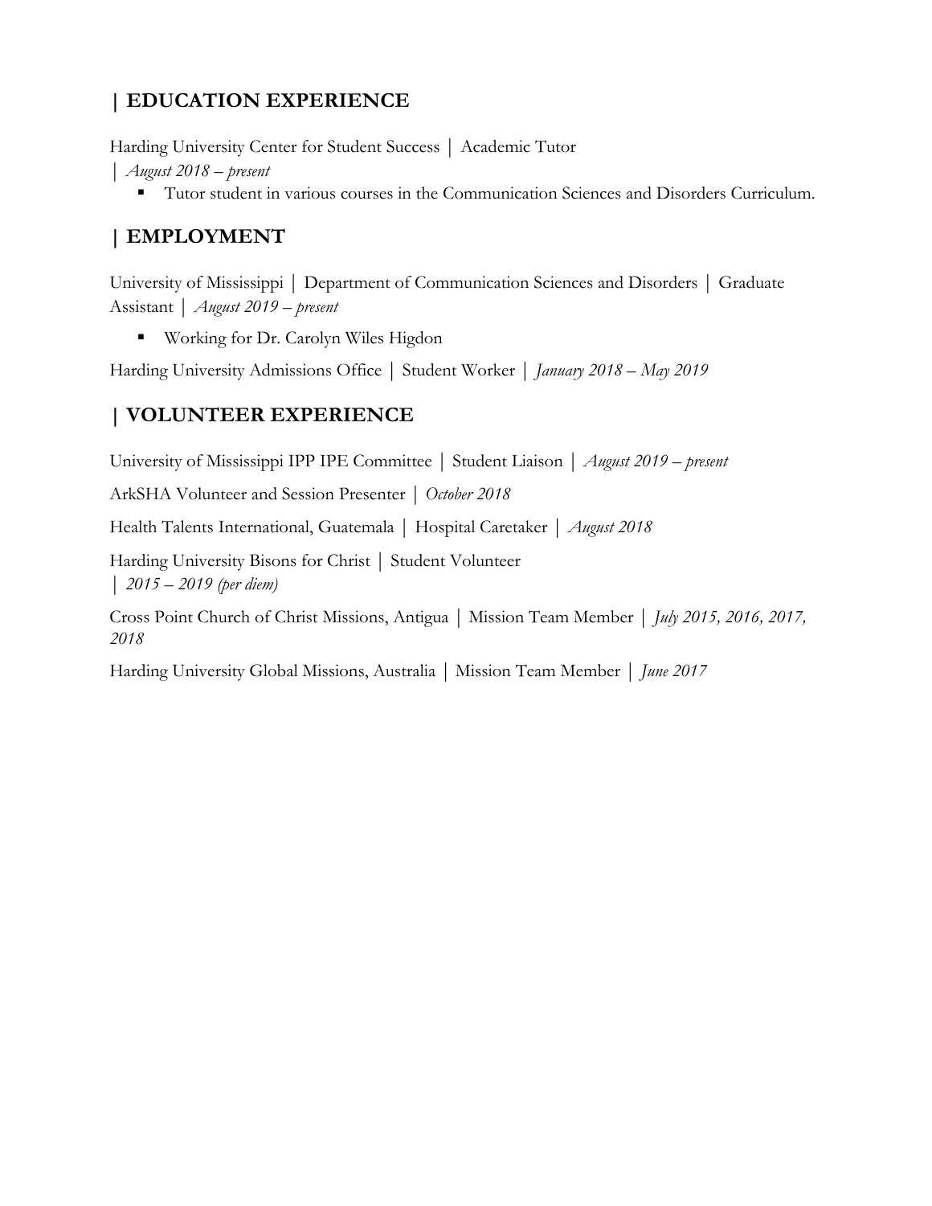## | EDUCATION EXPERIENCE

Harding University Center for Student Success | Academic Tutor
| *August 2018 – present*

- Tutor student in various courses in the Communication Sciences and Disorders Curriculum.

## | EMPLOYMENT

University of Mississippi | Department of Communication Sciences and Disorders | Graduate Assistant | *August 2019 – present*

- Working for Dr. Carolyn Wiles Higdon

Harding University Admissions Office | Student Worker | *January 2018 – May 2019*

## | VOLUNTEER EXPERIENCE

University of Mississippi IPP IPE Committee | Student Liaison | *August 2019 – present*

ArkSHA Volunteer and Session Presenter | *October 2018*

Health Talents International, Guatemala | Hospital Caretaker | *August 2018*

Harding University Bisons for Christ | Student Volunteer
| *2015 – 2019 (per diem)*

Cross Point Church of Christ Missions, Antigua | Mission Team Member | *July 2015, 2016, 2017, 2018*

Harding University Global Missions, Australia | Mission Team Member | *June 2017*